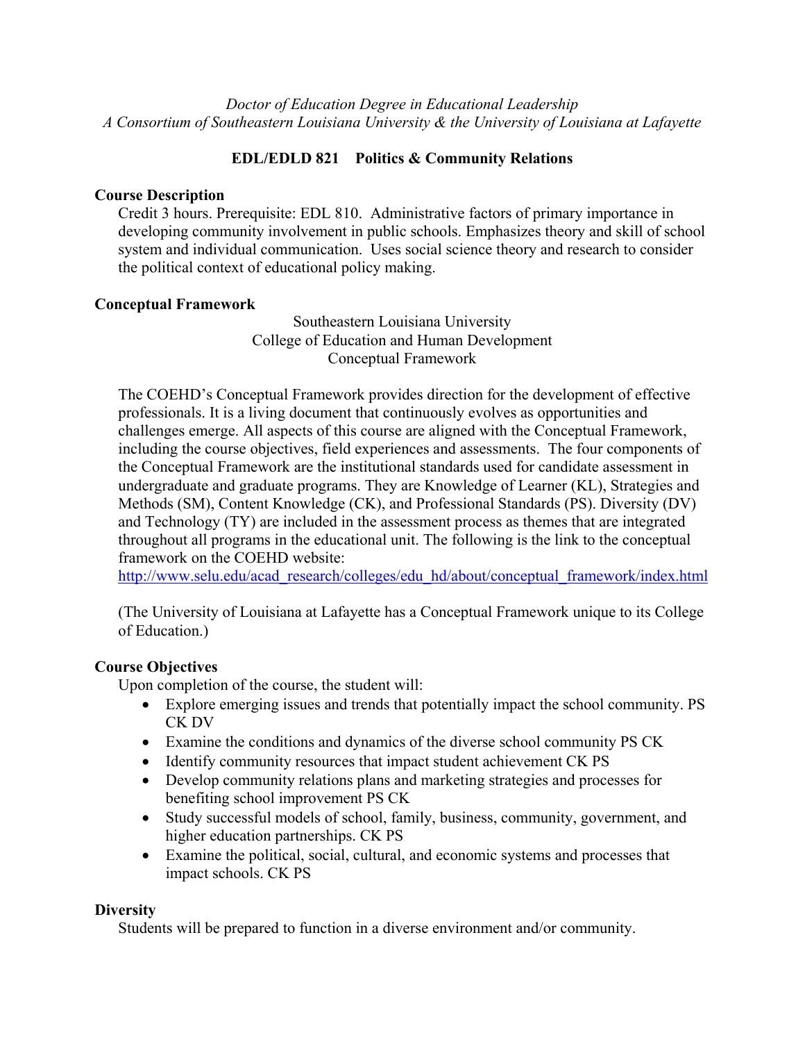*Doctor of Education Degree in Educational Leadership*
*A Consortium of Southeastern Louisiana University & the University of Louisiana at Lafayette*

**EDL/EDLD 821 Politics & Community Relations**

**Course Description**

Credit 3 hours. Prerequisite: EDL 810. Administrative factors of primary importance in developing community involvement in public schools. Emphasizes theory and skill of school system and individual communication. Uses social science theory and research to consider the political context of educational policy making.

**Conceptual Framework**

Southeastern Louisiana University
College of Education and Human Development
Conceptual Framework

The COEHD's Conceptual Framework provides direction for the development of effective professionals. It is a living document that continuously evolves as opportunities and challenges emerge. All aspects of this course are aligned with the Conceptual Framework, including the course objectives, field experiences and assessments. The four components of the Conceptual Framework are the institutional standards used for candidate assessment in undergraduate and graduate programs. They are Knowledge of Learner (KL), Strategies and Methods (SM), Content Knowledge (CK), and Professional Standards (PS). Diversity (DV) and Technology (TY) are included in the assessment process as themes that are integrated throughout all programs in the educational unit. The following is the link to the conceptual framework on the COEHD website:
http://www.selu.edu/acad_research/colleges/edu_hd/about/conceptual_framework/index.html

(The University of Louisiana at Lafayette has a Conceptual Framework unique to its College of Education.)

**Course Objectives**

Upon completion of the course, the student will:

- Explore emerging issues and trends that potentially impact the school community. PS CK DV
- Examine the conditions and dynamics of the diverse school community PS CK
- Identify community resources that impact student achievement CK PS
- Develop community relations plans and marketing strategies and processes for benefiting school improvement PS CK
- Study successful models of school, family, business, community, government, and higher education partnerships. CK PS
- Examine the political, social, cultural, and economic systems and processes that impact schools. CK PS

**Diversity**

Students will be prepared to function in a diverse environment and/or community.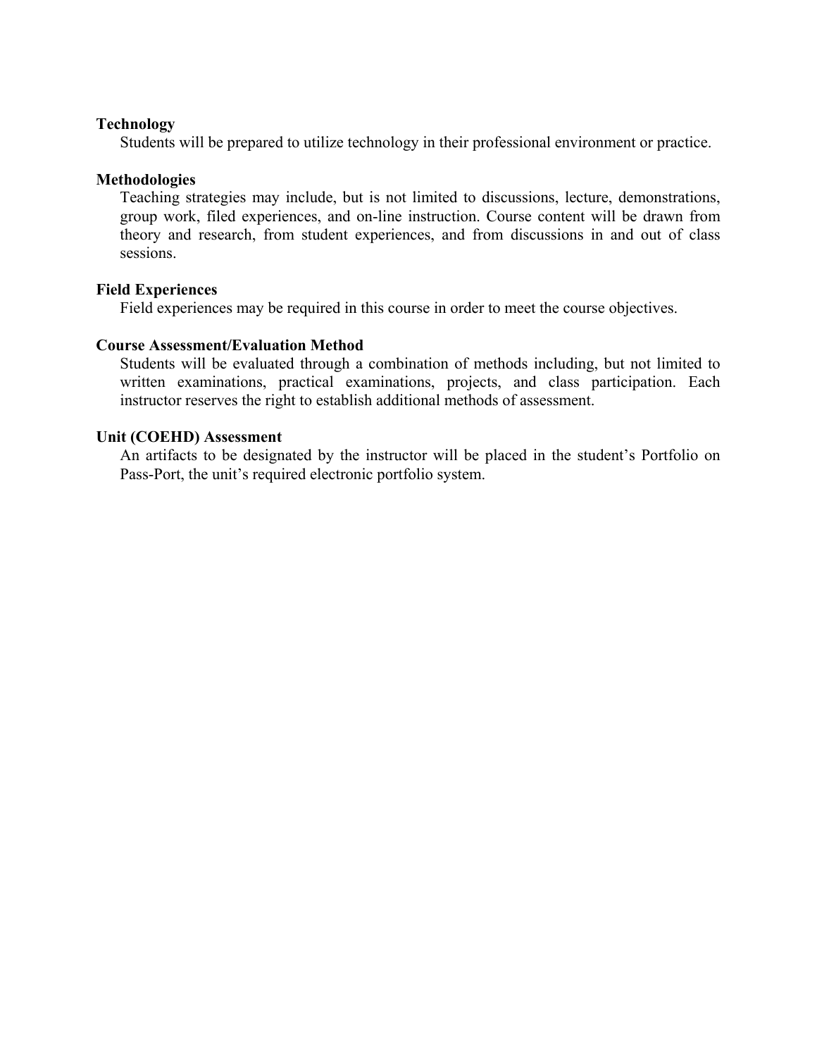**Technology**

Students will be prepared to utilize technology in their professional environment or practice.

**Methodologies**

Teaching strategies may include, but is not limited to discussions, lecture, demonstrations, group work, filed experiences, and on-line instruction. Course content will be drawn from theory and research, from student experiences, and from discussions in and out of class sessions.

**Field Experiences**

Field experiences may be required in this course in order to meet the course objectives.

**Course Assessment/Evaluation Method**

Students will be evaluated through a combination of methods including, but not limited to written examinations, practical examinations, projects, and class participation. Each instructor reserves the right to establish additional methods of assessment.

**Unit (COEHD) Assessment**

An artifacts to be designated by the instructor will be placed in the student's Portfolio on Pass-Port, the unit's required electronic portfolio system.